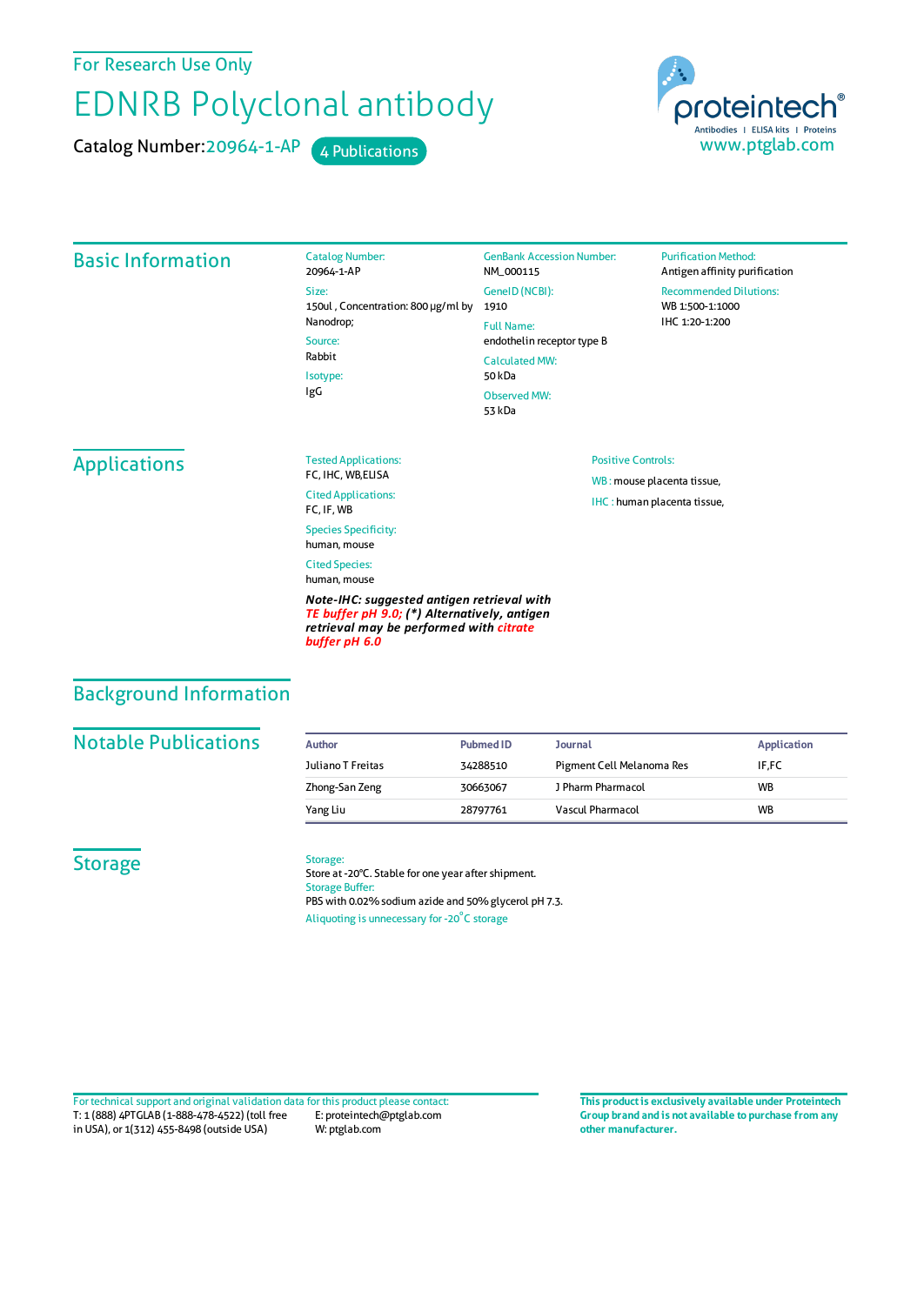For Research Use Only

# EDNRB Polyclonal antibody

Catalog Number:20964-1-AP 4 Publications

proteintech®
Antibodies | ELISA kits | Proteins
www.ptglab.com

## Basic Information

Catalog Number:
20964-1-AP

Size:
150ul , Concentration: 800 μg/ml by Nanodrop;

Source:
Rabbit

Isotype:
IgG

GenBank Accession Number:
NM_000115

GeneID (NCBI):
1910

Full Name:
endothelin receptor type B

Calculated MW:
50 kDa

Observed MW:
53 kDa

Purification Method:
Antigen affinity purification

Recommended Dilutions:
WB 1:500-1:1000
IHC 1:20-1:200

## Applications

Tested Applications:
FC, IHC, WB,ELISA

Cited Applications:
FC, IF, WB

Species Specificity:
human, mouse

Cited Species:
human, mouse

***Note-IHC: suggested antigen retrieval with TE buffer pH 9.0; (\*) Alternatively, antigen retrieval may be performed with citrate buffer pH 6.0***

Positive Controls:

WB : mouse placenta tissue,

IHC : human placenta tissue,

## Background Information

## Notable Publications

| Author | Pubmed ID | Journal | Application |
| --- | --- | --- | --- |
| Juliano T Freitas | 34288510 | Pigment Cell Melanoma Res | IF,FC |
| Zhong-San Zeng | 30663067 | J Pharm Pharmacol | WB |
| Yang Liu | 28797761 | Vascul Pharmacol | WB |

## Storage

Storage:
Store at -20°C. Stable for one year after shipment.
Storage Buffer:
PBS with 0.02% sodium azide and 50% glycerol pH 7.3.
Aliquoting is unnecessary for -20°C storage

For technical support and original validation data for this product please contact:
T: 1 (888) 4PTGLAB (1-888-478-4522) (toll free in USA), or 1(312) 455-8498 (outside USA)
E: proteintech@ptglab.com
W: ptglab.com

**This product is exclusively available under Proteintech Group brand and is not available to purchase from any other manufacturer.**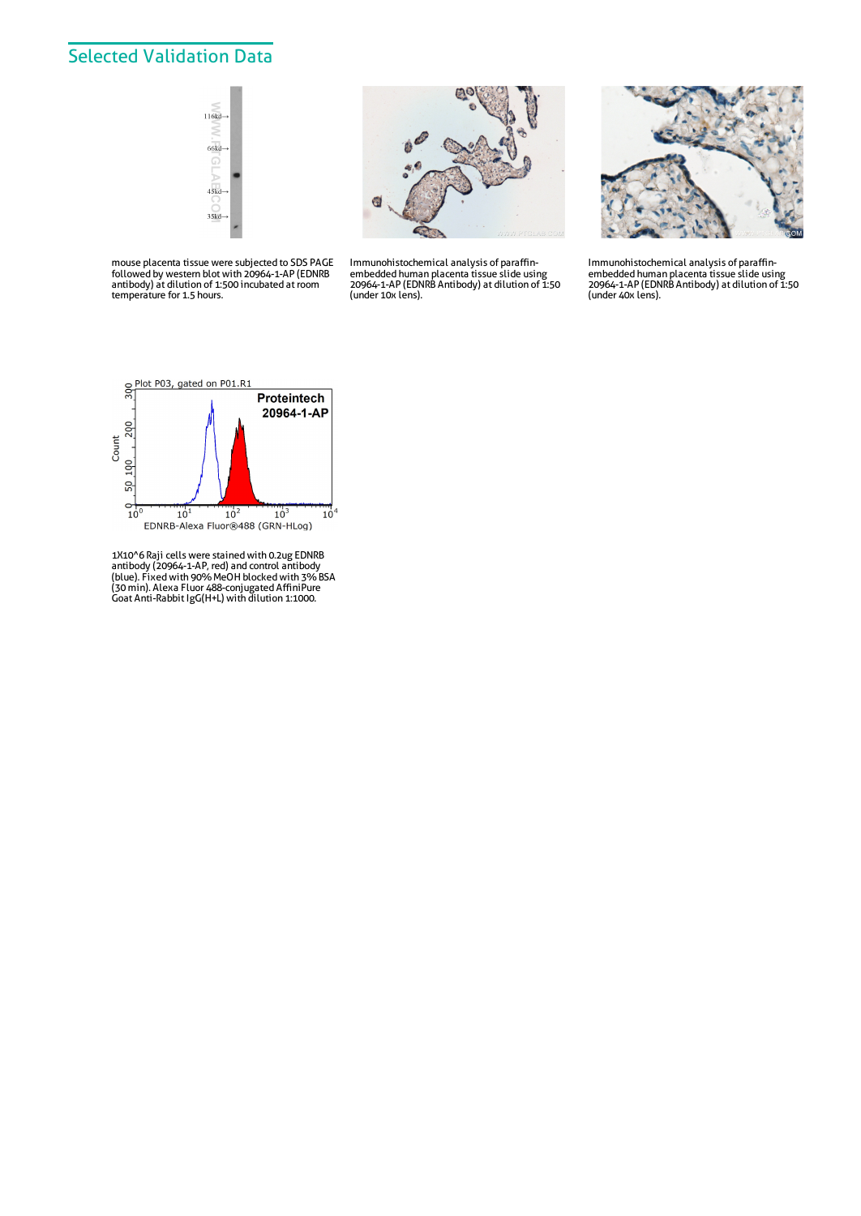## Selected Validation Data

116kd→
66kd→
45kd→
35kd→
WWW.PTGLAB.COM

mouse placenta tissue were subjected to SDS PAGE followed by western blot with 20964-1-AP (EDNRB antibody) at dilution of 1:500 incubated at room temperature for 1.5 hours.

Immunohistochemical analysis of paraffin-embedded human placenta tissue slide using 20964-1-AP (EDNRB Antibody) at dilution of 1:50 (under 10x lens).

Immunohistochemical analysis of paraffin-embedded human placenta tissue slide using 20964-1-AP (EDNRB Antibody) at dilution of 1:50 (under 40x lens).

Plot P03, gated on P01.R1
Proteintech
20964-1-AP
Count
0
50
100
200
300
$10^0$
$10^1$
$10^2$
$10^3$
$10^4$
EDNRB-Alexa Fluor®488 (GRN-HLog)

1X10^6 Raji cells were stained with 0.2ug EDNRB antibody (20964-1-AP, red) and control antibody (blue). Fixed with 90% MeOH blocked with 3% BSA (30 min). Alexa Fluor 488-conjugated AffiniPure Goat Anti-Rabbit IgG(H+L) with dilution 1:1000.